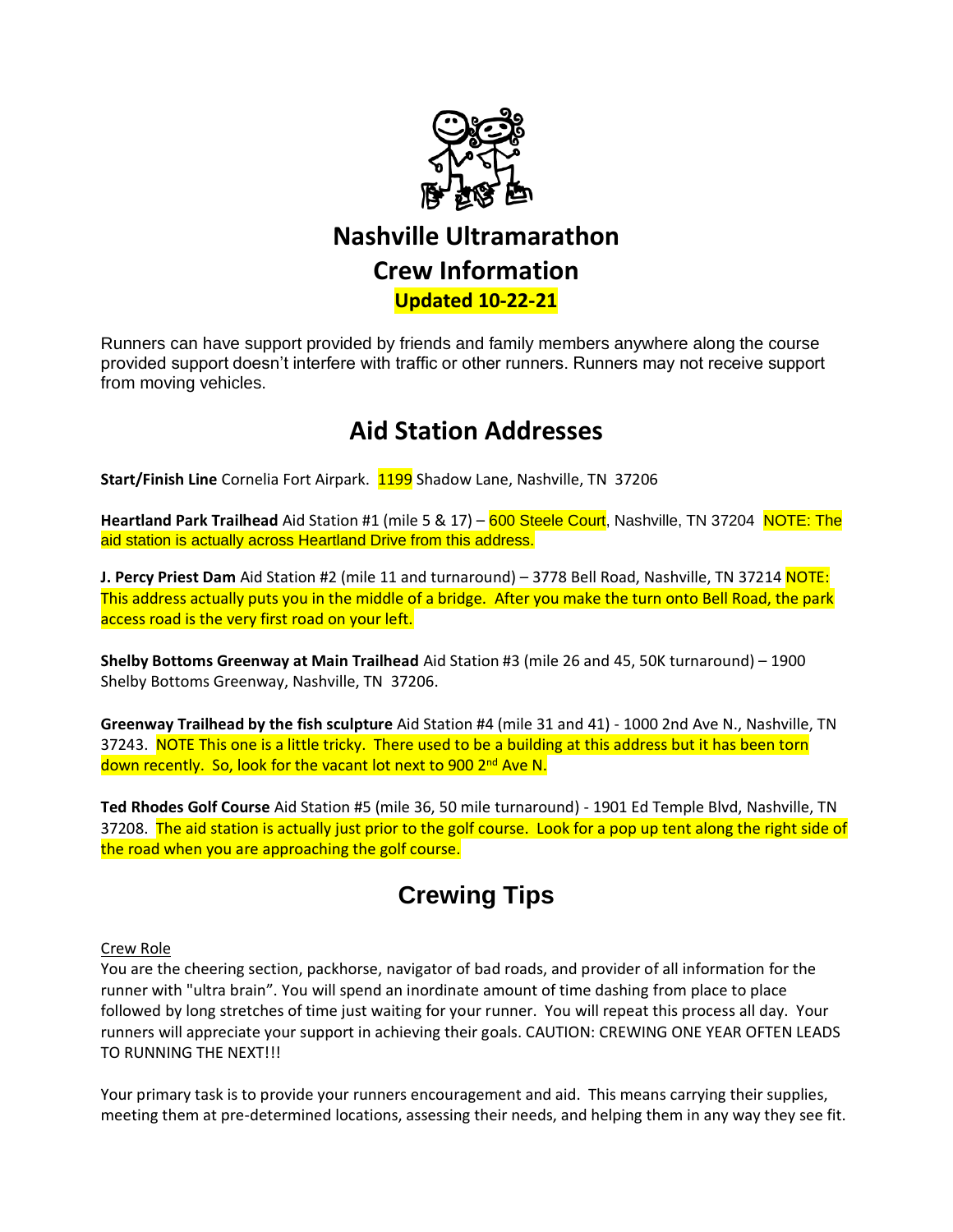# Nashville Ultramarathon

# Crew Information

**Updated 10-22-21**

Runners can have support provided by friends and family members anywhere along the course provided support doesn't interfere with traffic or other runners. Runners may not receive support from moving vehicles.

## Aid Station Addresses

**Start/Finish Line** Cornelia Fort Airpark. 1199 Shadow Lane, Nashville, TN 37206

**Heartland Park Trailhead** Aid Station #1 (mile 5 & 17) – 600 Steele Court, Nashville, TN 37204 NOTE: The aid station is actually across Heartland Drive from this address.

**J. Percy Priest Dam** Aid Station #2 (mile 11 and turnaround) – 3778 Bell Road, Nashville, TN 37214 NOTE: This address actually puts you in the middle of a bridge. After you make the turn onto Bell Road, the park access road is the very first road on your left.

**Shelby Bottoms Greenway at Main Trailhead** Aid Station #3 (mile 26 and 45, 50K turnaround) – 1900 Shelby Bottoms Greenway, Nashville, TN 37206.

**Greenway Trailhead by the fish sculpture** Aid Station #4 (mile 31 and 41) - 1000 2nd Ave N., Nashville, TN 37243. NOTE This one is a little tricky. There used to be a building at this address but it has been torn down recently. So, look for the vacant lot next to 900 2nd Ave N.

**Ted Rhodes Golf Course** Aid Station #5 (mile 36, 50 mile turnaround) - 1901 Ed Temple Blvd, Nashville, TN 37208. The aid station is actually just prior to the golf course. Look for a pop up tent along the right side of the road when you are approaching the golf course.

## Crewing Tips

Crew Role

You are the cheering section, packhorse, navigator of bad roads, and provider of all information for the runner with "ultra brain". You will spend an inordinate amount of time dashing from place to place followed by long stretches of time just waiting for your runner. You will repeat this process all day. Your runners will appreciate your support in achieving their goals. CAUTION: CREWING ONE YEAR OFTEN LEADS TO RUNNING THE NEXT!!!

Your primary task is to provide your runners encouragement and aid. This means carrying their supplies, meeting them at pre-determined locations, assessing their needs, and helping them in any way they see fit.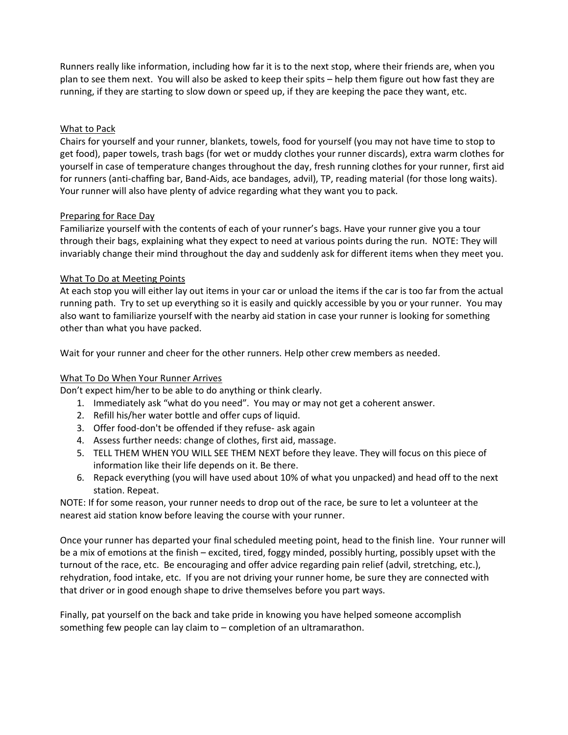Runners really like information, including how far it is to the next stop, where their friends are, when you plan to see them next. You will also be asked to keep their spits – help them figure out how fast they are running, if they are starting to slow down or speed up, if they are keeping the pace they want, etc.

## What to Pack

Chairs for yourself and your runner, blankets, towels, food for yourself (you may not have time to stop to get food), paper towels, trash bags (for wet or muddy clothes your runner discards), extra warm clothes for yourself in case of temperature changes throughout the day, fresh running clothes for your runner, first aid for runners (anti-chaffing bar, Band-Aids, ace bandages, advil), TP, reading material (for those long waits). Your runner will also have plenty of advice regarding what they want you to pack.

## Preparing for Race Day

Familiarize yourself with the contents of each of your runner's bags. Have your runner give you a tour through their bags, explaining what they expect to need at various points during the run. NOTE: They will invariably change their mind throughout the day and suddenly ask for different items when they meet you.

## What To Do at Meeting Points

At each stop you will either lay out items in your car or unload the items if the car is too far from the actual running path. Try to set up everything so it is easily and quickly accessible by you or your runner. You may also want to familiarize yourself with the nearby aid station in case your runner is looking for something other than what you have packed.

Wait for your runner and cheer for the other runners. Help other crew members as needed.

## What To Do When Your Runner Arrives

Don't expect him/her to be able to do anything or think clearly.

1. Immediately ask "what do you need". You may or may not get a coherent answer.
2. Refill his/her water bottle and offer cups of liquid.
3. Offer food-don't be offended if they refuse- ask again
4. Assess further needs: change of clothes, first aid, massage.
5. TELL THEM WHEN YOU WILL SEE THEM NEXT before they leave. They will focus on this piece of information like their life depends on it. Be there.
6. Repack everything (you will have used about 10% of what you unpacked) and head off to the next station. Repeat.

NOTE: If for some reason, your runner needs to drop out of the race, be sure to let a volunteer at the nearest aid station know before leaving the course with your runner.

Once your runner has departed your final scheduled meeting point, head to the finish line. Your runner will be a mix of emotions at the finish – excited, tired, foggy minded, possibly hurting, possibly upset with the turnout of the race, etc. Be encouraging and offer advice regarding pain relief (advil, stretching, etc.), rehydration, food intake, etc. If you are not driving your runner home, be sure they are connected with that driver or in good enough shape to drive themselves before you part ways.

Finally, pat yourself on the back and take pride in knowing you have helped someone accomplish something few people can lay claim to – completion of an ultramarathon.